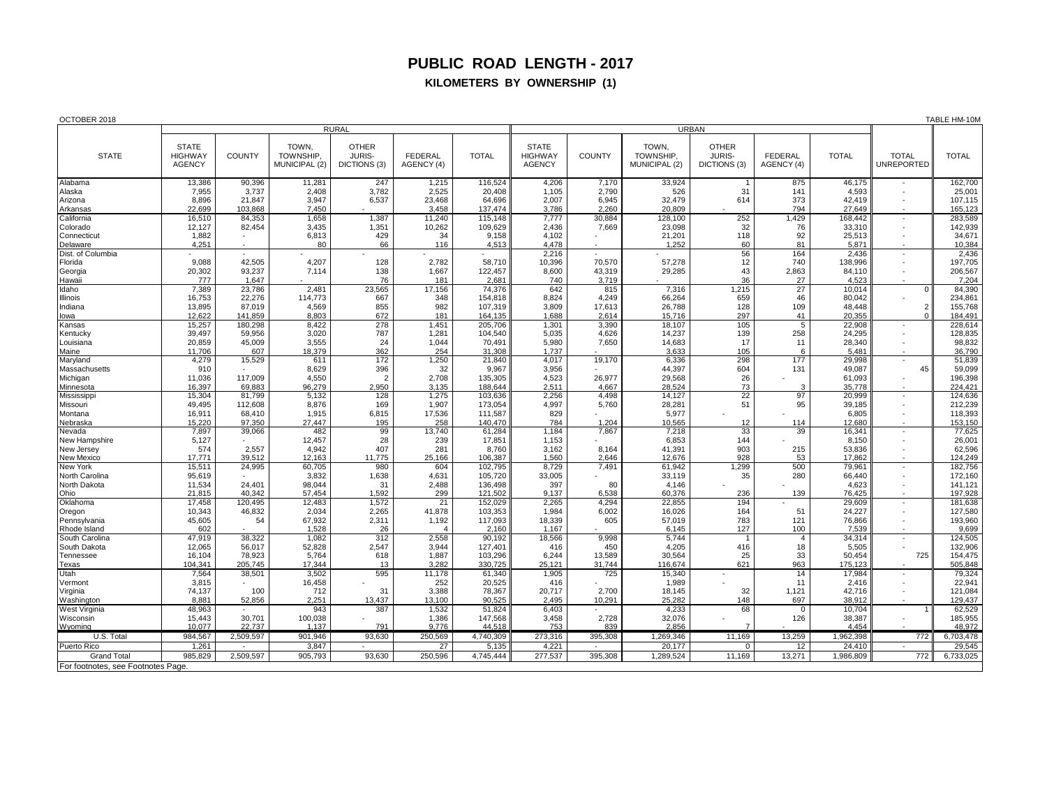# PUBLIC ROAD LENGTH - 2017

## KILOMETERS BY OWNERSHIP (1)

OCTOBER 2018 TABLE HM-10M

| STATE | RURAL | | | | | | URBAN | | | | | | | |
|---|---|---|---|---|---|---|---|---|---|---|---|---|---|---|
| | STATE HIGHWAY AGENCY | COUNTY | TOWN, TOWNSHIP, MUNICIPAL (2) | OTHER JURIS-DICTIONS (3) | FEDERAL AGENCY (4) | TOTAL | STATE HIGHWAY AGENCY | COUNTY | TOWN, TOWNSHIP, MUNICIPAL (2) | OTHER JURIS-DICTIONS (3) | FEDERAL AGENCY (4) | TOTAL | TOTAL UNREPORTED | TOTAL |
| Alabama | 13,386 | 90,396 | 11,281 | 247 | 1,215 | 116,524 | 4,206 | 7,170 | 33,924 | 1 | 875 | 46,175 | - | 162,700 |
| Alaska | 7,955 | 3,737 | 2,408 | 3,782 | 2,525 | 20,408 | 1,105 | 2,790 | 526 | 31 | 141 | 4,593 | - | 25,001 |
| Arizona | 8,896 | 21,847 | 3,947 | 6,537 | 23,468 | 64,696 | 2,007 | 6,945 | 32,479 | 614 | 373 | 42,419 | - | 107,115 |
| Arkansas | 22,699 | 103,868 | 7,450 | - | 3,458 | 137,474 | 3,786 | 2,260 | 20,809 | - | 794 | 27,649 | - | 165,123 |
| California | 16,510 | 84,353 | 1,658 | 1,387 | 11,240 | 115,148 | 7,777 | 30,884 | 128,100 | 252 | 1,429 | 168,442 | - | 283,589 |
| Colorado | 12,127 | 82,454 | 3,435 | 1,351 | 10,262 | 109,629 | 2,436 | 7,669 | 23,098 | 32 | 76 | 33,310 | - | 142,939 |
| Connecticut | 1,882 | - | 6,813 | 429 | 34 | 9,158 | 4,102 | - | 21,201 | 118 | 92 | 25,513 | - | 34,671 |
| Delaware | 4,251 | - | 80 | 66 | 116 | 4,513 | 4,478 | - | 1,252 | 60 | 81 | 5,871 | - | 10,384 |
| Dist. of Columbia | - | - | - | - | - | - | 2,216 | - | - | 56 | 164 | 2,436 | - | 2,436 |
| Florida | 9,088 | 42,505 | 4,207 | 128 | 2,782 | 58,710 | 10,396 | 70,570 | 57,278 | 12 | 740 | 138,996 | - | 197,705 |
| Georgia | 20,302 | 93,237 | 7,114 | 138 | 1,667 | 122,457 | 8,600 | 43,319 | 29,285 | 43 | 2,863 | 84,110 | - | 206,567 |
| Hawaii | 777 | 1,647 | - | 76 | 181 | 2,681 | 740 | 3,719 | - | 36 | 27 | 4,523 | - | 7,204 |
| Idaho | 7,389 | 23,786 | 2,481 | 23,565 | 17,156 | 74,376 | 642 | 815 | 7,316 | 1,215 | 27 | 10,014 | 0 | 84,390 |
| Illinois | 16,753 | 22,276 | 114,773 | 667 | 348 | 154,818 | 8,824 | 4,249 | 66,264 | 659 | 46 | 80,042 | - | 234,861 |
| Indiana | 13,895 | 87,019 | 4,569 | 855 | 982 | 107,319 | 3,809 | 17,613 | 26,788 | 128 | 109 | 48,448 | 2 | 155,768 |
| Iowa | 12,622 | 141,859 | 8,803 | 672 | 181 | 164,135 | 1,688 | 2,614 | 15,716 | 297 | 41 | 20,355 | 0 | 184,491 |
| Kansas | 15,257 | 180,298 | 8,422 | 278 | 1,451 | 205,706 | 1,301 | 3,390 | 18,107 | 105 | 5 | 22,908 | - | 228,614 |
| Kentucky | 39,497 | 59,956 | 3,020 | 787 | 1,281 | 104,540 | 5,035 | 4,626 | 14,237 | 139 | 258 | 24,295 | - | 128,835 |
| Louisiana | 20,859 | 45,009 | 3,555 | 24 | 1,044 | 70,491 | 5,980 | 7,650 | 14,683 | 17 | 11 | 28,340 | - | 98,832 |
| Maine | 11,706 | 607 | 18,379 | 362 | 254 | 31,308 | 1,737 | - | 3,633 | 105 | 6 | 5,481 | - | 36,790 |
| Maryland | 4,279 | 15,529 | 611 | 172 | 1,250 | 21,840 | 4,017 | 19,170 | 6,336 | 298 | 177 | 29,998 | - | 51,839 |
| Massachusetts | 910 | - | 8,629 | 396 | 32 | 9,967 | 3,956 | - | 44,397 | 604 | 131 | 49,087 | 45 | 59,099 |
| Michigan | 11,036 | 117,009 | 4,550 | 2 | 2,708 | 135,305 | 4,523 | 26,977 | 29,568 | 26 | - | 61,093 | - | 196,398 |
| Minnesota | 16,397 | 69,883 | 96,279 | 2,950 | 3,135 | 188,644 | 2,511 | 4,667 | 28,524 | 73 | 3 | 35,778 | - | 224,421 |
| Mississippi | 15,304 | 81,799 | 5,132 | 128 | 1,275 | 103,636 | 2,256 | 4,498 | 14,127 | 22 | 97 | 20,999 | - | 124,636 |
| Missouri | 49,495 | 112,608 | 8,876 | 169 | 1,907 | 173,054 | 4,997 | 5,760 | 28,281 | 51 | 95 | 39,185 | - | 212,239 |
| Montana | 16,911 | 68,410 | 1,915 | 6,815 | 17,536 | 111,587 | 829 | - | 5,977 | - | - | 6,805 | - | 118,393 |
| Nebraska | 15,220 | 97,350 | 27,447 | 195 | 258 | 140,470 | 784 | 1,204 | 10,565 | 12 | 114 | 12,680 | - | 153,150 |
| Nevada | 7,897 | 39,066 | 482 | 99 | 13,740 | 61,284 | 1,184 | 7,867 | 7,218 | 33 | 39 | 16,341 | - | 77,625 |
| New Hampshire | 5,127 | - | 12,457 | 28 | 239 | 17,851 | 1,153 | - | 6,853 | 144 | - | 8,150 | - | 26,001 |
| New Jersey | 574 | 2,557 | 4,942 | 407 | 281 | 8,760 | 3,162 | 8,164 | 41,391 | 903 | 215 | 53,836 | - | 62,596 |
| New Mexico | 17,771 | 39,512 | 12,163 | 11,775 | 25,166 | 106,387 | 1,560 | 2,646 | 12,676 | 928 | 53 | 17,862 | - | 124,249 |
| New York | 15,511 | 24,995 | 60,705 | 980 | 604 | 102,795 | 8,729 | 7,491 | 61,942 | 1,299 | 500 | 79,961 | - | 182,756 |
| North Carolina | 95,619 | - | 3,832 | 1,638 | 4,631 | 105,720 | 33,005 | - | 33,119 | 35 | 280 | 66,440 | - | 172,160 |
| North Dakota | 11,534 | 24,401 | 98,044 | 31 | 2,488 | 136,498 | 397 | 80 | 4,146 | - | - | 4,623 | - | 141,121 |
| Ohio | 21,815 | 40,342 | 57,454 | 1,592 | 299 | 121,502 | 9,137 | 6,538 | 60,376 | 236 | 139 | 76,425 | - | 197,928 |
| Oklahoma | 17,458 | 120,495 | 12,483 | 1,572 | 21 | 152,029 | 2,265 | 4,294 | 22,855 | 194 | - | 29,609 | - | 181,638 |
| Oregon | 10,343 | 46,832 | 2,034 | 2,265 | 41,878 | 103,353 | 1,984 | 6,002 | 16,026 | 164 | 51 | 24,227 | - | 127,580 |
| Pennsylvania | 45,605 | 54 | 67,932 | 2,311 | 1,192 | 117,093 | 18,339 | 605 | 57,019 | 783 | 121 | 76,866 | - | 193,960 |
| Rhode Island | 602 | - | 1,528 | 26 | 4 | 2,160 | 1,167 | - | 6,145 | 127 | 100 | 7,539 | - | 9,699 |
| South Carolina | 47,919 | 38,322 | 1,082 | 312 | 2,558 | 90,192 | 18,566 | 9,998 | 5,744 | 1 | 4 | 34,314 | - | 124,505 |
| South Dakota | 12,065 | 56,017 | 52,828 | 2,547 | 3,944 | 127,401 | 416 | 450 | 4,205 | 416 | 18 | 5,505 | - | 132,906 |
| Tennessee | 16,104 | 78,923 | 5,764 | 618 | 1,887 | 103,296 | 6,244 | 13,589 | 30,564 | 25 | 33 | 50,454 | 725 | 154,475 |
| Texas | 104,341 | 205,745 | 17,344 | 13 | 3,282 | 330,725 | 25,121 | 31,744 | 116,674 | 621 | 963 | 175,123 | - | 505,848 |
| Utah | 7,564 | 38,501 | 3,502 | 595 | 11,178 | 61,340 | 1,905 | 725 | 15,340 | - | 14 | 17,984 | - | 79,324 |
| Vermont | 3,815 | - | 16,458 | - | 252 | 20,525 | 416 | - | 1,989 | - | 11 | 2,416 | - | 22,941 |
| Virginia | 74,137 | 100 | 712 | 31 | 3,388 | 78,367 | 20,717 | 2,700 | 18,145 | 32 | 1,121 | 42,716 | - | 121,084 |
| Washington | 8,881 | 52,856 | 2,251 | 13,437 | 13,100 | 90,525 | 2,495 | 10,291 | 25,282 | 148 | 697 | 38,912 | - | 129,437 |
| West Virginia | 48,963 | - | 943 | 387 | 1,532 | 51,824 | 6,403 | - | 4,233 | 68 | 0 | 10,704 | 1 | 62,529 |
| Wisconsin | 15,443 | 30,701 | 100,038 | - | 1,386 | 147,568 | 3,458 | 2,728 | 32,076 | - | 126 | 38,387 | - | 185,955 |
| Wyoming | 10,077 | 22,737 | 1,137 | 791 | 9,776 | 44,518 | 753 | 839 | 2,856 | 7 | - | 4,454 | - | 48,972 |
| U.S. Total | 984,567 | 2,509,597 | 901,946 | 93,630 | 250,569 | 4,740,309 | 273,316 | 395,308 | 1,269,346 | 11,169 | 13,259 | 1,962,398 | 772 | 6,703,478 |
| Puerto Rico | 1,261 | - | 3,847 | - | 27 | 5,135 | 4,221 | - | 20,177 | 0 | 12 | 24,410 | - | 29,545 |
| Grand Total | 985,829 | 2,509,597 | 905,793 | 93,630 | 250,596 | 4,745,444 | 277,537 | 395,308 | 1,289,524 | 11,169 | 13,271 | 1,986,809 | 772 | 6,733,025 |

For footnotes, see Footnotes Page.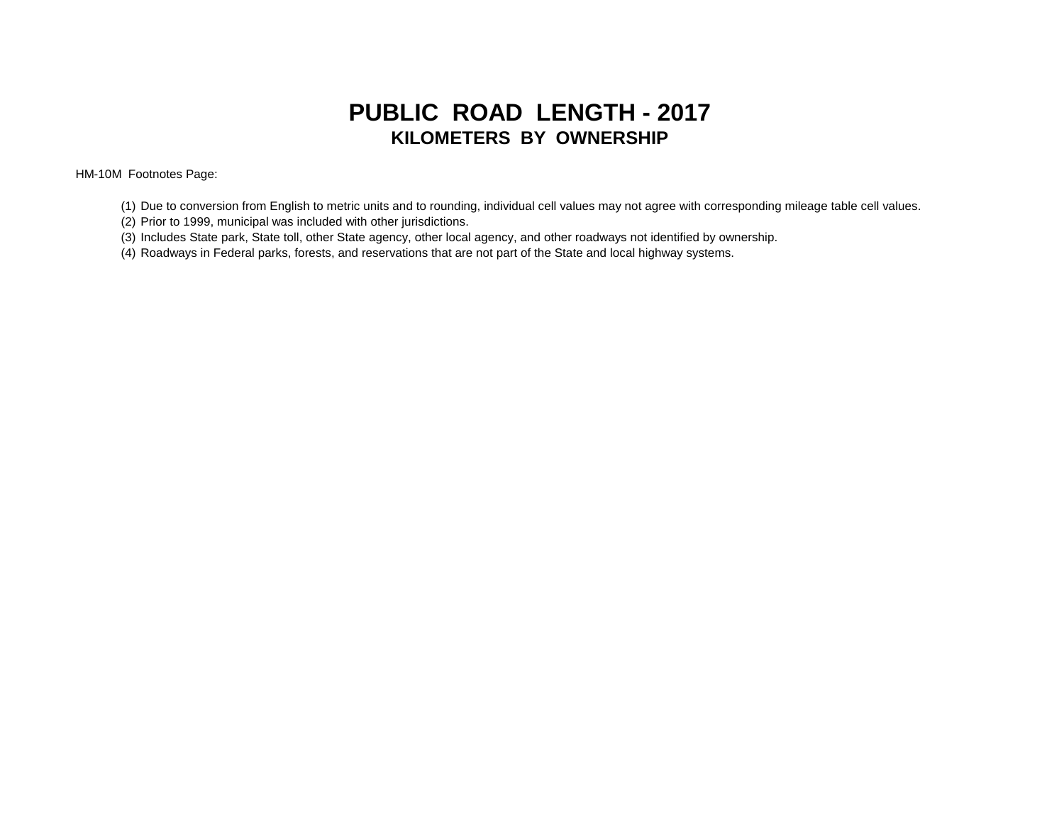# PUBLIC ROAD LENGTH - 2017

## KILOMETERS BY OWNERSHIP

HM-10M Footnotes Page:

(1) Due to conversion from English to metric units and to rounding, individual cell values may not agree with corresponding mileage table cell values.
(2) Prior to 1999, municipal was included with other jurisdictions.
(3) Includes State park, State toll, other State agency, other local agency, and other roadways not identified by ownership.
(4) Roadways in Federal parks, forests, and reservations that are not part of the State and local highway systems.